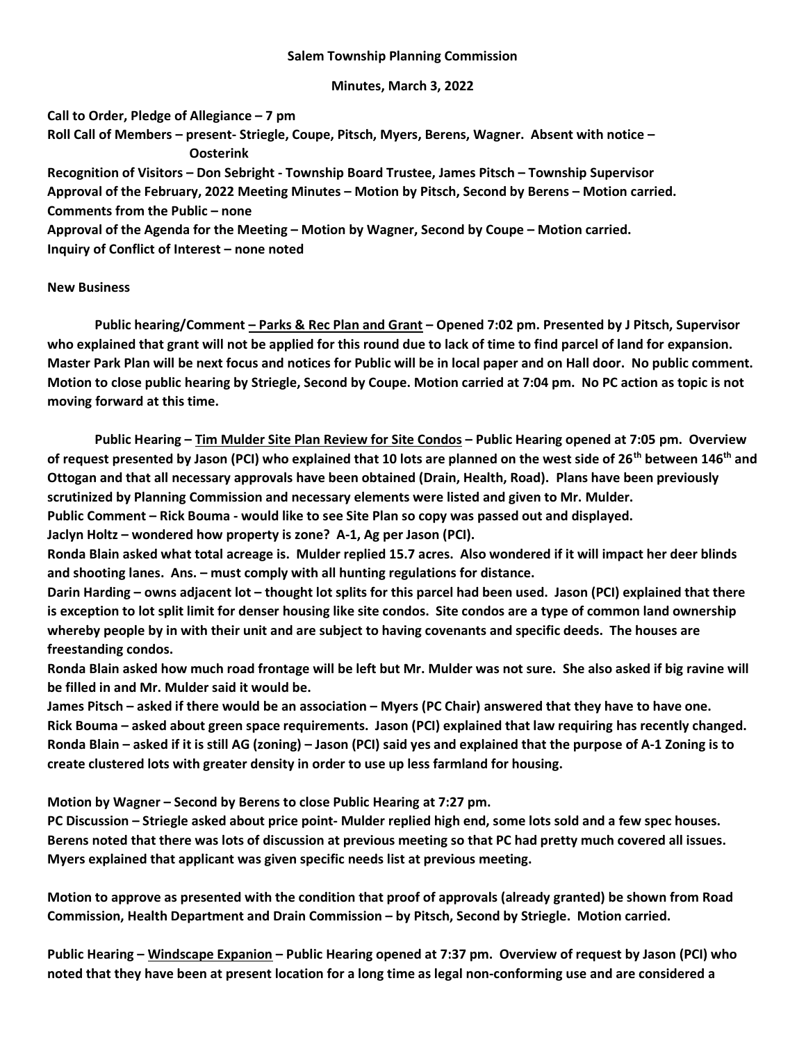**Salem Township Planning Commission**

**Minutes, March 3, 2022**

**Call to Order, Pledge of Allegiance – 7 pm**
**Roll Call of Members – present- Striegle, Coupe, Pitsch, Myers, Berens, Wagner. Absent with notice – Oosterink**
**Recognition of Visitors – Don Sebright - Township Board Trustee, James Pitsch – Township Supervisor**
**Approval of the February, 2022 Meeting Minutes – Motion by Pitsch, Second by Berens – Motion carried.**
**Comments from the Public – none**
**Approval of the Agenda for the Meeting – Motion by Wagner, Second by Coupe – Motion carried.**
**Inquiry of Conflict of Interest – none noted**

**New Business**

**Public hearing/Comment – Parks & Rec Plan and Grant – Opened 7:02 pm. Presented by J Pitsch, Supervisor who explained that grant will not be applied for this round due to lack of time to find parcel of land for expansion. Master Park Plan will be next focus and notices for Public will be in local paper and on Hall door. No public comment. Motion to close public hearing by Striegle, Second by Coupe. Motion carried at 7:04 pm. No PC action as topic is not moving forward at this time.**

**Public Hearing – Tim Mulder Site Plan Review for Site Condos – Public Hearing opened at 7:05 pm. Overview of request presented by Jason (PCI) who explained that 10 lots are planned on the west side of 26th between 146th and Ottogan and that all necessary approvals have been obtained (Drain, Health, Road). Plans have been previously scrutinized by Planning Commission and necessary elements were listed and given to Mr. Mulder.**
**Public Comment – Rick Bouma - would like to see Site Plan so copy was passed out and displayed.**
**Jaclyn Holtz – wondered how property is zone? A-1, Ag per Jason (PCI).**
**Ronda Blain asked what total acreage is. Mulder replied 15.7 acres. Also wondered if it will impact her deer blinds and shooting lanes. Ans. – must comply with all hunting regulations for distance.**
**Darin Harding – owns adjacent lot – thought lot splits for this parcel had been used. Jason (PCI) explained that there is exception to lot split limit for denser housing like site condos. Site condos are a type of common land ownership whereby people by in with their unit and are subject to having covenants and specific deeds. The houses are freestanding condos.**
**Ronda Blain asked how much road frontage will be left but Mr. Mulder was not sure. She also asked if big ravine will be filled in and Mr. Mulder said it would be.**
**James Pitsch – asked if there would be an association – Myers (PC Chair) answered that they have to have one.**
**Rick Bouma – asked about green space requirements. Jason (PCI) explained that law requiring has recently changed.**
**Ronda Blain – asked if it is still AG (zoning) – Jason (PCI) said yes and explained that the purpose of A-1 Zoning is to create clustered lots with greater density in order to use up less farmland for housing.**

**Motion by Wagner – Second by Berens to close Public Hearing at 7:27 pm.**
**PC Discussion – Striegle asked about price point- Mulder replied high end, some lots sold and a few spec houses. Berens noted that there was lots of discussion at previous meeting so that PC had pretty much covered all issues. Myers explained that applicant was given specific needs list at previous meeting.**

**Motion to approve as presented with the condition that proof of approvals (already granted) be shown from Road Commission, Health Department and Drain Commission – by Pitsch, Second by Striegle. Motion carried.**

**Public Hearing – Windscape Expanion – Public Hearing opened at 7:37 pm. Overview of request by Jason (PCI) who noted that they have been at present location for a long time as legal non-conforming use and are considered a**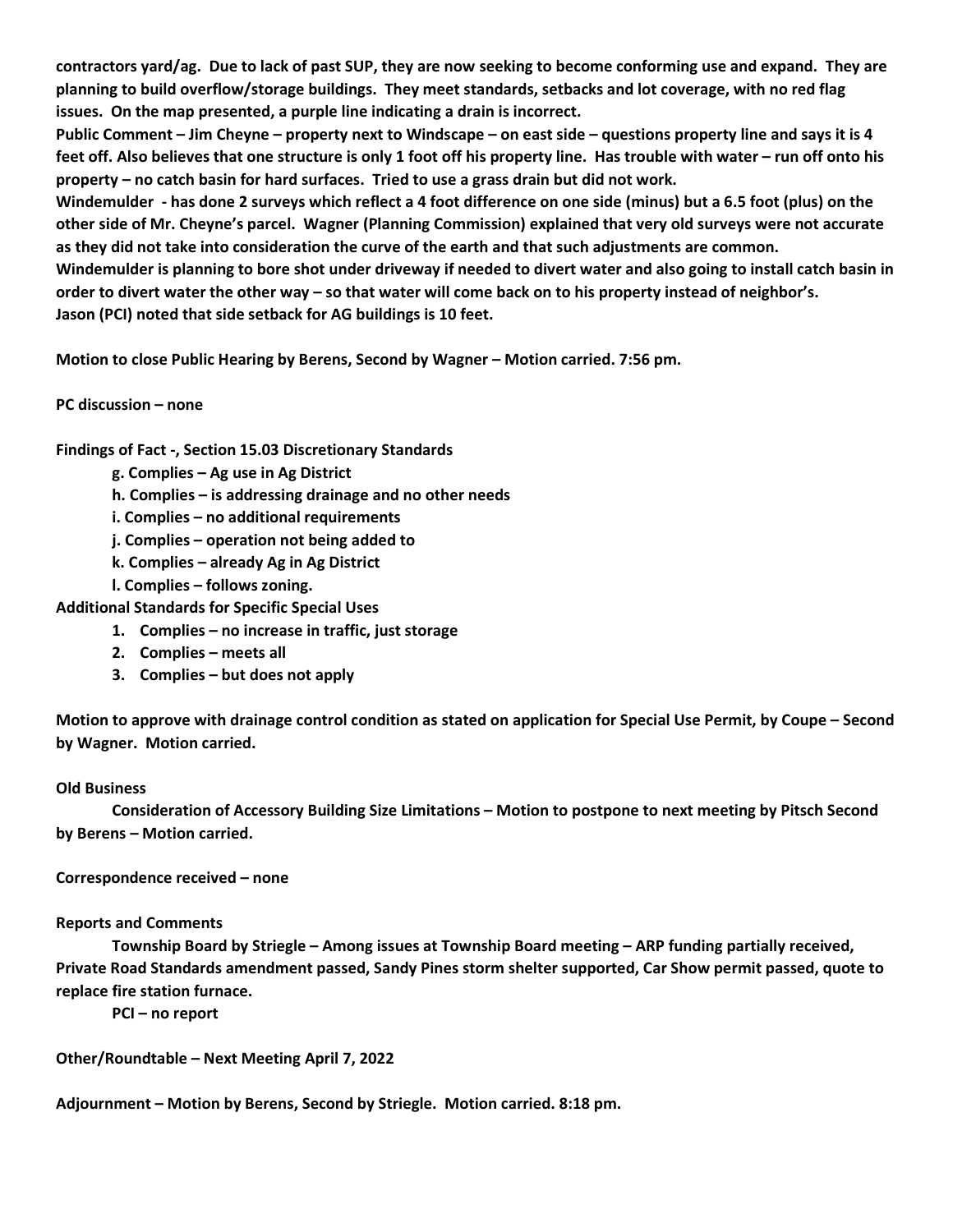**contractors yard/ag. Due to lack of past SUP, they are now seeking to become conforming use and expand. They are planning to build overflow/storage buildings. They meet standards, setbacks and lot coverage, with no red flag issues. On the map presented, a purple line indicating a drain is incorrect.**

**Public Comment – Jim Cheyne – property next to Windscape – on east side – questions property line and says it is 4 feet off. Also believes that one structure is only 1 foot off his property line. Has trouble with water – run off onto his property – no catch basin for hard surfaces. Tried to use a grass drain but did not work.**

**Windemulder - has done 2 surveys which reflect a 4 foot difference on one side (minus) but a 6.5 foot (plus) on the other side of Mr. Cheyne's parcel. Wagner (Planning Commission) explained that very old surveys were not accurate as they did not take into consideration the curve of the earth and that such adjustments are common.**

**Windemulder is planning to bore shot under driveway if needed to divert water and also going to install catch basin in order to divert water the other way – so that water will come back on to his property instead of neighbor's.**

**Jason (PCI) noted that side setback for AG buildings is 10 feet.**

**Motion to close Public Hearing by Berens, Second by Wagner – Motion carried. 7:56 pm.**

**PC discussion – none**

**Findings of Fact -, Section 15.03 Discretionary Standards**

- **g. Complies – Ag use in Ag District**
- **h. Complies – is addressing drainage and no other needs**
- **i. Complies – no additional requirements**
- **j. Complies – operation not being added to**
- **k. Complies – already Ag in Ag District**
- **l. Complies – follows zoning.**

**Additional Standards for Specific Special Uses**

1. **Complies – no increase in traffic, just storage**
2. **Complies – meets all**
3. **Complies – but does not apply**

**Motion to approve with drainage control condition as stated on application for Special Use Permit, by Coupe – Second by Wagner. Motion carried.**

**Old Business**

**Consideration of Accessory Building Size Limitations – Motion to postpone to next meeting by Pitsch Second by Berens – Motion carried.**

**Correspondence received – none**

**Reports and Comments**

**Township Board by Striegle – Among issues at Township Board meeting – ARP funding partially received, Private Road Standards amendment passed, Sandy Pines storm shelter supported, Car Show permit passed, quote to replace fire station furnace.**

**PCI – no report**

**Other/Roundtable – Next Meeting April 7, 2022**

**Adjournment – Motion by Berens, Second by Striegle. Motion carried. 8:18 pm.**